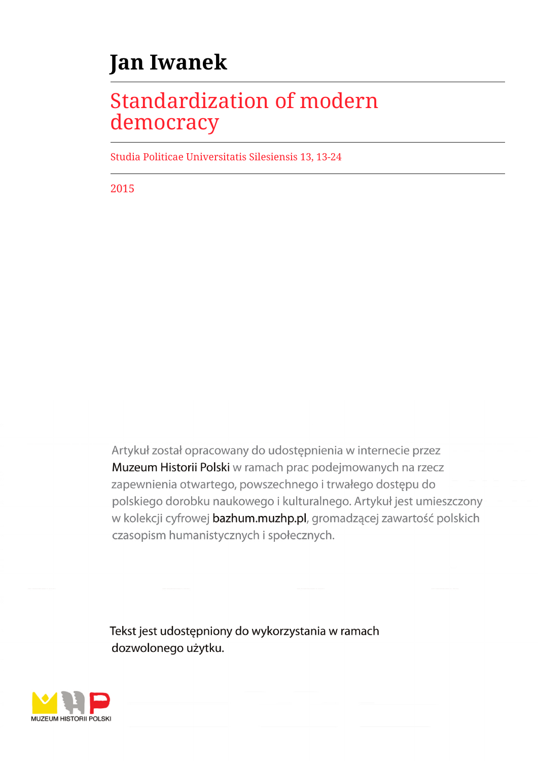# Jan Iwanek

## Standardization of modern democracy

Studia Politicae Universitatis Silesiensis 13, 13-24

2015

Artykuł został opracowany do udostępnienia w internecie przez Muzeum Historii Polski w ramach prac podejmowanych na rzecz zapewnienia otwartego, powszechnego i trwałego dostępu do polskiego dorobku naukowego i kulturalnego. Artykuł jest umieszczony w kolekcji cyfrowej bazhum.muzhp.pl, gromadzącej zawartość polskich czasopism humanistycznych i społecznych.

Tekst jest udostępniony do wykorzystania w ramach dozwolonego użytku.

MUZEUM HISTORII POLSKI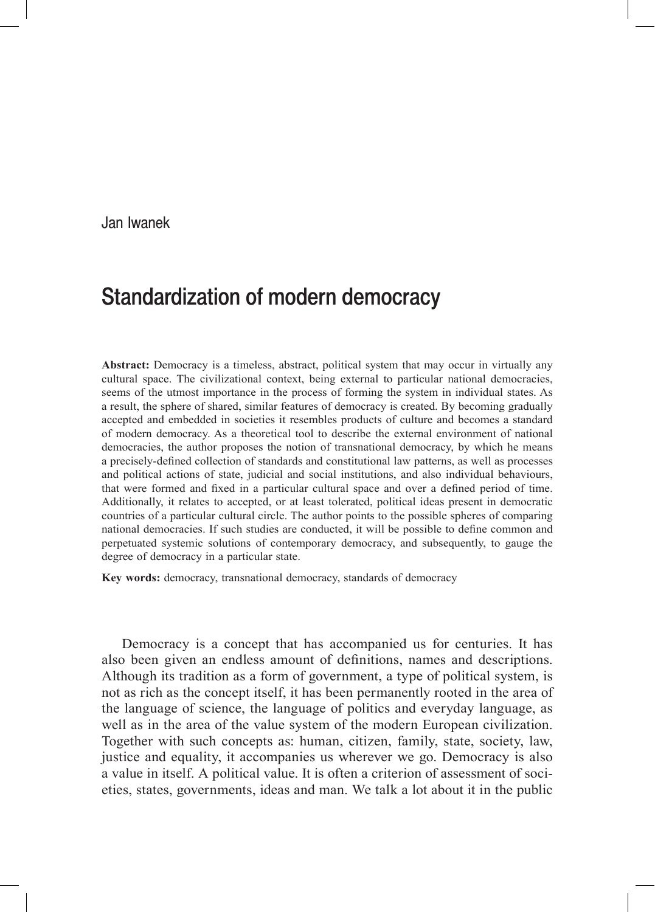Jan Iwanek

# Standardization of modern democracy

**Abstract:** Democracy is a timeless, abstract, political system that may occur in virtually any cultural space. The civilizational context, being external to particular national democracies, seems of the utmost importance in the process of forming the system in individual states. As a result, the sphere of shared, similar features of democracy is created. By becoming gradually accepted and embedded in societies it resembles products of culture and becomes a standard of modern democracy. As a theoretical tool to describe the external environment of national democracies, the author proposes the notion of transnational democracy, by which he means a precisely-defined collection of standards and constitutional law patterns, as well as processes and political actions of state, judicial and social institutions, and also individual behaviours, that were formed and fixed in a particular cultural space and over a defined period of time. Additionally, it relates to accepted, or at least tolerated, political ideas present in democratic countries of a particular cultural circle. The author points to the possible spheres of comparing national democracies. If such studies are conducted, it will be possible to define common and perpetuated systemic solutions of contemporary democracy, and subsequently, to gauge the degree of democracy in a particular state.

**Key words:** democracy, transnational democracy, standards of democracy

Democracy is a concept that has accompanied us for centuries. It has also been given an endless amount of definitions, names and descriptions. Although its tradition as a form of government, a type of political system, is not as rich as the concept itself, it has been permanently rooted in the area of the language of science, the language of politics and everyday language, as well as in the area of the value system of the modern European civilization. Together with such concepts as: human, citizen, family, state, society, law, justice and equality, it accompanies us wherever we go. Democracy is also a value in itself. A political value. It is often a criterion of assessment of societies, states, governments, ideas and man. We talk a lot about it in the public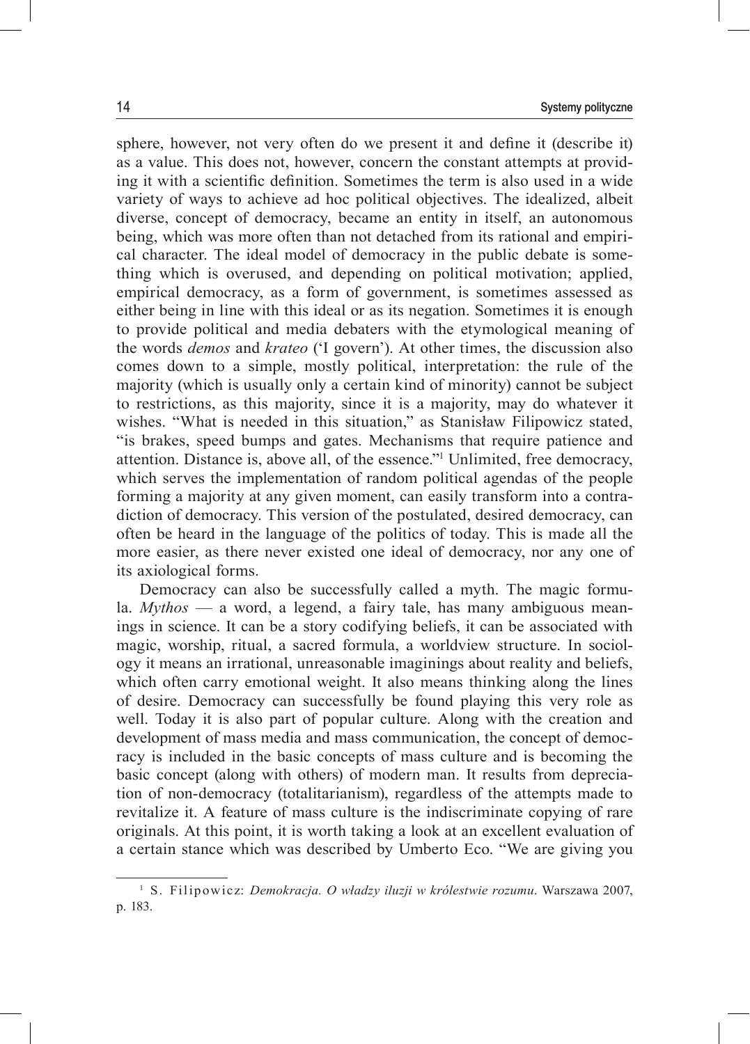sphere, however, not very often do we present it and define it (describe it) as a value. This does not, however, concern the constant attempts at providing it with a scientific definition. Sometimes the term is also used in a wide variety of ways to achieve ad hoc political objectives. The idealized, albeit diverse, concept of democracy, became an entity in itself, an autonomous being, which was more often than not detached from its rational and empirical character. The ideal model of democracy in the public debate is something which is overused, and depending on political motivation; applied, empirical democracy, as a form of government, is sometimes assessed as either being in line with this ideal or as its negation. Sometimes it is enough to provide political and media debaters with the etymological meaning of the words *demos* and *krateo* ('I govern'). At other times, the discussion also comes down to a simple, mostly political, interpretation: the rule of the majority (which is usually only a certain kind of minority) cannot be subject to restrictions, as this majority, since it is a majority, may do whatever it wishes. "What is needed in this situation," as Stanisław Filipowicz stated, "is brakes, speed bumps and gates. Mechanisms that require patience and attention. Distance is, above all, of the essence."[1] Unlimited, free democracy, which serves the implementation of random political agendas of the people forming a majority at any given moment, can easily transform into a contradiction of democracy. This version of the postulated, desired democracy, can often be heard in the language of the politics of today. This is made all the more easier, as there never existed one ideal of democracy, nor any one of its axiological forms.

Democracy can also be successfully called a myth. The magic formula. *Mythos* — a word, a legend, a fairy tale, has many ambiguous meanings in science. It can be a story codifying beliefs, it can be associated with magic, worship, ritual, a sacred formula, a worldview structure. In sociology it means an irrational, unreasonable imaginings about reality and beliefs, which often carry emotional weight. It also means thinking along the lines of desire. Democracy can successfully be found playing this very role as well. Today it is also part of popular culture. Along with the creation and development of mass media and mass communication, the concept of democracy is included in the basic concepts of mass culture and is becoming the basic concept (along with others) of modern man. It results from depreciation of non-democracy (totalitarianism), regardless of the attempts made to revitalize it. A feature of mass culture is the indiscriminate copying of rare originals. At this point, it is worth taking a look at an excellent evaluation of a certain stance which was described by Umberto Eco. "We are giving you

---

[1] S. Filipowicz: *Demokracja. O władzy iluzji w królestwie rozumu*. Warszawa 2007, p. 183.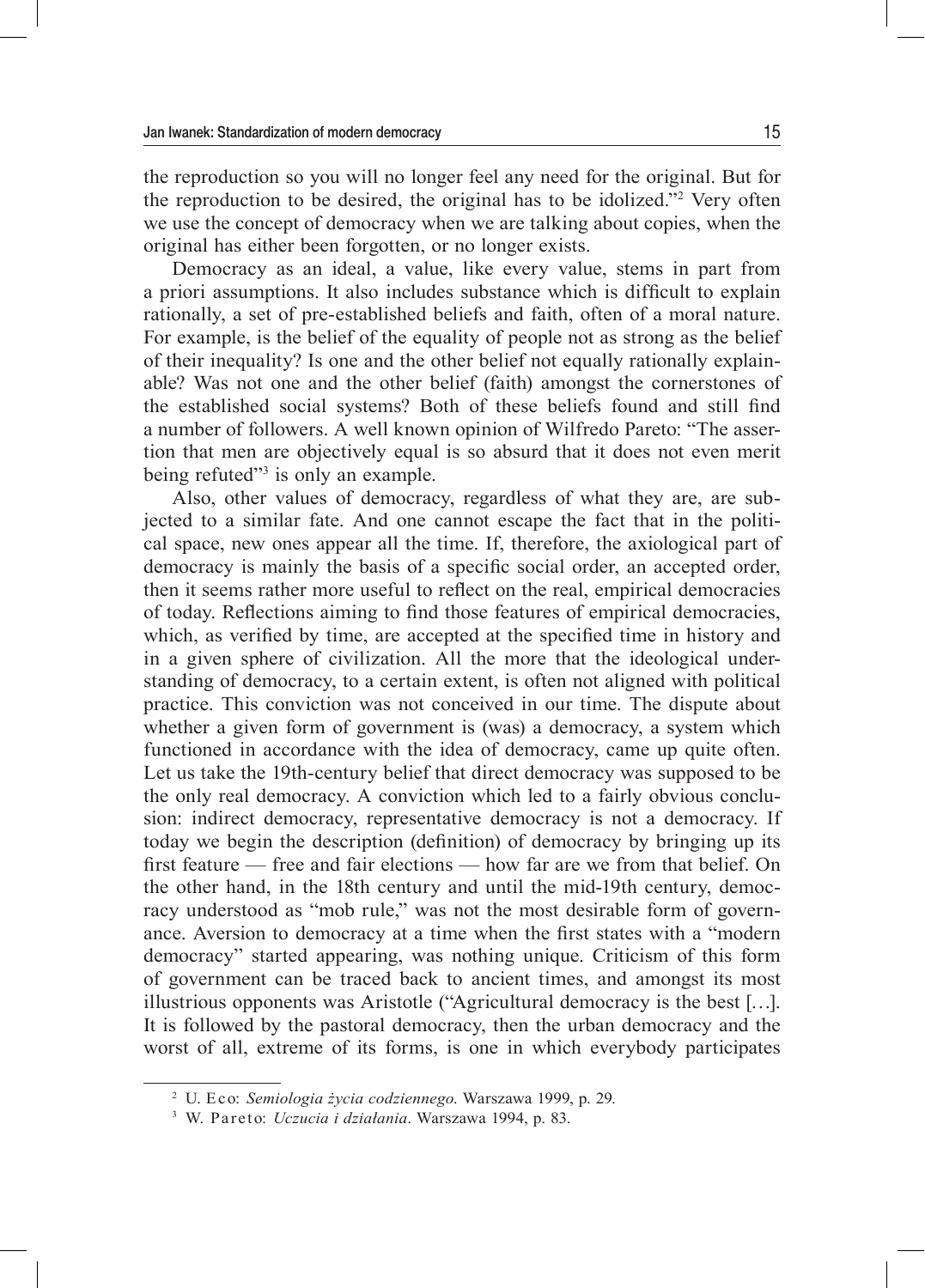the reproduction so you will no longer feel any need for the original. But for the reproduction to be desired, the original has to be idolized."[2] Very often we use the concept of democracy when we are talking about copies, when the original has either been forgotten, or no longer exists.

Democracy as an ideal, a value, like every value, stems in part from a priori assumptions. It also includes substance which is difficult to explain rationally, a set of pre-established beliefs and faith, often of a moral nature. For example, is the belief of the equality of people not as strong as the belief of their inequality? Is one and the other belief not equally rationally explainable? Was not one and the other belief (faith) amongst the cornerstones of the established social systems? Both of these beliefs found and still find a number of followers. A well known opinion of Wilfredo Pareto: "The assertion that men are objectively equal is so absurd that it does not even merit being refuted"[3] is only an example.

Also, other values of democracy, regardless of what they are, are subjected to a similar fate. And one cannot escape the fact that in the political space, new ones appear all the time. If, therefore, the axiological part of democracy is mainly the basis of a specific social order, an accepted order, then it seems rather more useful to reflect on the real, empirical democracies of today. Reflections aiming to find those features of empirical democracies, which, as verified by time, are accepted at the specified time in history and in a given sphere of civilization. All the more that the ideological understanding of democracy, to a certain extent, is often not aligned with political practice. This conviction was not conceived in our time. The dispute about whether a given form of government is (was) a democracy, a system which functioned in accordance with the idea of democracy, came up quite often. Let us take the 19th-century belief that direct democracy was supposed to be the only real democracy. A conviction which led to a fairly obvious conclusion: indirect democracy, representative democracy is not a democracy. If today we begin the description (definition) of democracy by bringing up its first feature — free and fair elections — how far are we from that belief. On the other hand, in the 18th century and until the mid-19th century, democracy understood as "mob rule," was not the most desirable form of governance. Aversion to democracy at a time when the first states with a "modern democracy" started appearing, was nothing unique. Criticism of this form of government can be traced back to ancient times, and amongst its most illustrious opponents was Aristotle ("Agricultural democracy is the best […]. It is followed by the pastoral democracy, then the urban democracy and the worst of all, extreme of its forms, is one in which everybody participates

[2] U. Eco: *Semiologia życia codziennego*. Warszawa 1999, p. 29.

[3] W. Pareto: *Uczucia i działania*. Warszawa 1994, p. 83.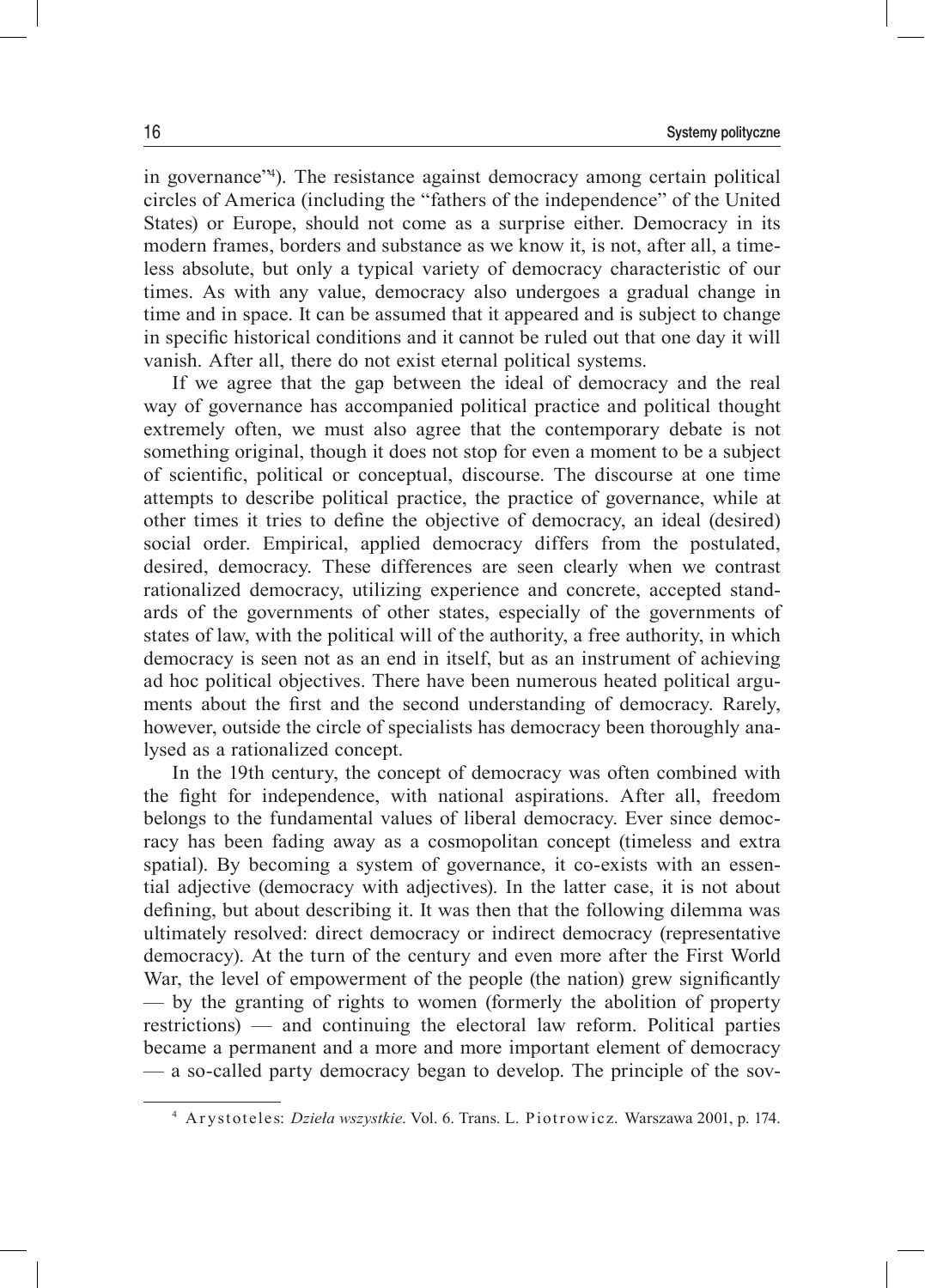in governance"[4]). The resistance against democracy among certain political circles of America (including the "fathers of the independence" of the United States) or Europe, should not come as a surprise either. Democracy in its modern frames, borders and substance as we know it, is not, after all, a timeless absolute, but only a typical variety of democracy characteristic of our times. As with any value, democracy also undergoes a gradual change in time and in space. It can be assumed that it appeared and is subject to change in specific historical conditions and it cannot be ruled out that one day it will vanish. After all, there do not exist eternal political systems.

If we agree that the gap between the ideal of democracy and the real way of governance has accompanied political practice and political thought extremely often, we must also agree that the contemporary debate is not something original, though it does not stop for even a moment to be a subject of scientific, political or conceptual, discourse. The discourse at one time attempts to describe political practice, the practice of governance, while at other times it tries to define the objective of democracy, an ideal (desired) social order. Empirical, applied democracy differs from the postulated, desired, democracy. These differences are seen clearly when we contrast rationalized democracy, utilizing experience and concrete, accepted standards of the governments of other states, especially of the governments of states of law, with the political will of the authority, a free authority, in which democracy is seen not as an end in itself, but as an instrument of achieving ad hoc political objectives. There have been numerous heated political arguments about the first and the second understanding of democracy. Rarely, however, outside the circle of specialists has democracy been thoroughly analysed as a rationalized concept.

In the 19th century, the concept of democracy was often combined with the fight for independence, with national aspirations. After all, freedom belongs to the fundamental values of liberal democracy. Ever since democracy has been fading away as a cosmopolitan concept (timeless and extra spatial). By becoming a system of governance, it co-exists with an essential adjective (democracy with adjectives). In the latter case, it is not about defining, but about describing it. It was then that the following dilemma was ultimately resolved: direct democracy or indirect democracy (representative democracy). At the turn of the century and even more after the First World War, the level of empowerment of the people (the nation) grew significantly — by the granting of rights to women (formerly the abolition of property restrictions) — and continuing the electoral law reform. Political parties became a permanent and a more and more important element of democracy — a so-called party democracy began to develop. The principle of the sov-

[4] Arystoteles: *Dzieła wszystkie*. Vol. 6. Trans. L. Piotrowicz. Warszawa 2001, p. 174.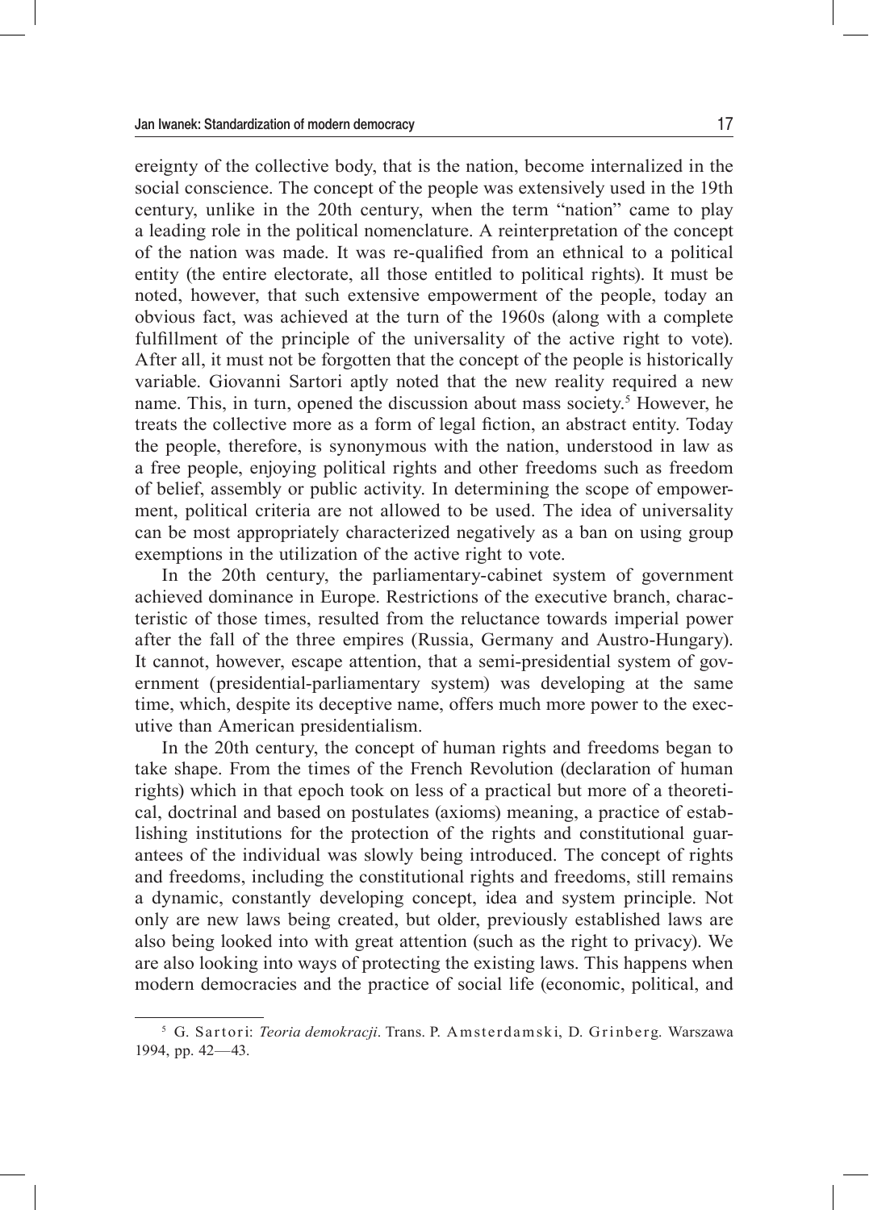ereignty of the collective body, that is the nation, become internalized in the social conscience. The concept of the people was extensively used in the 19th century, unlike in the 20th century, when the term "nation" came to play a leading role in the political nomenclature. A reinterpretation of the concept of the nation was made. It was re-qualified from an ethnical to a political entity (the entire electorate, all those entitled to political rights). It must be noted, however, that such extensive empowerment of the people, today an obvious fact, was achieved at the turn of the 1960s (along with a complete fulfillment of the principle of the universality of the active right to vote). After all, it must not be forgotten that the concept of the people is historically variable. Giovanni Sartori aptly noted that the new reality required a new name. This, in turn, opened the discussion about mass society.[5] However, he treats the collective more as a form of legal fiction, an abstract entity. Today the people, therefore, is synonymous with the nation, understood in law as a free people, enjoying political rights and other freedoms such as freedom of belief, assembly or public activity. In determining the scope of empowerment, political criteria are not allowed to be used. The idea of universality can be most appropriately characterized negatively as a ban on using group exemptions in the utilization of the active right to vote.

In the 20th century, the parliamentary-cabinet system of government achieved dominance in Europe. Restrictions of the executive branch, characteristic of those times, resulted from the reluctance towards imperial power after the fall of the three empires (Russia, Germany and Austro-Hungary). It cannot, however, escape attention, that a semi-presidential system of government (presidential-parliamentary system) was developing at the same time, which, despite its deceptive name, offers much more power to the executive than American presidentialism.

In the 20th century, the concept of human rights and freedoms began to take shape. From the times of the French Revolution (declaration of human rights) which in that epoch took on less of a practical but more of a theoretical, doctrinal and based on postulates (axioms) meaning, a practice of establishing institutions for the protection of the rights and constitutional guarantees of the individual was slowly being introduced. The concept of rights and freedoms, including the constitutional rights and freedoms, still remains a dynamic, constantly developing concept, idea and system principle. Not only are new laws being created, but older, previously established laws are also being looked into with great attention (such as the right to privacy). We are also looking into ways of protecting the existing laws. This happens when modern democracies and the practice of social life (economic, political, and

---

[5] G. Sartori: *Teoria demokracji*. Trans. P. Amsterdamski, D. Grinberg. Warszawa 1994, pp. 42—43.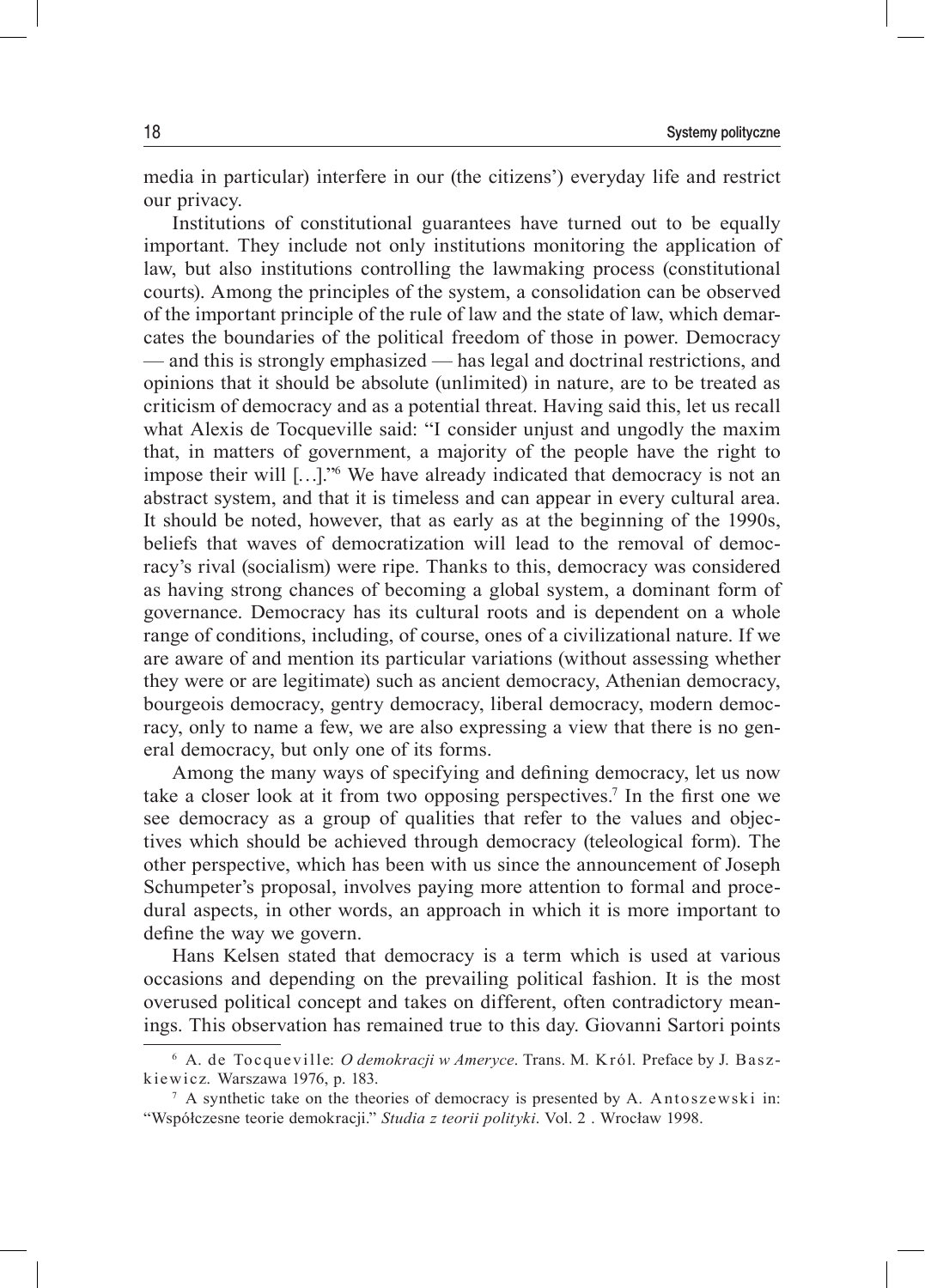media in particular) interfere in our (the citizens') everyday life and restrict our privacy.

Institutions of constitutional guarantees have turned out to be equally important. They include not only institutions monitoring the application of law, but also institutions controlling the lawmaking process (constitutional courts). Among the principles of the system, a consolidation can be observed of the important principle of the rule of law and the state of law, which demarcates the boundaries of the political freedom of those in power. Democracy — and this is strongly emphasized — has legal and doctrinal restrictions, and opinions that it should be absolute (unlimited) in nature, are to be treated as criticism of democracy and as a potential threat. Having said this, let us recall what Alexis de Tocqueville said: "I consider unjust and ungodly the maxim that, in matters of government, a majority of the people have the right to impose their will […]."[6] We have already indicated that democracy is not an abstract system, and that it is timeless and can appear in every cultural area. It should be noted, however, that as early as at the beginning of the 1990s, beliefs that waves of democratization will lead to the removal of democracy's rival (socialism) were ripe. Thanks to this, democracy was considered as having strong chances of becoming a global system, a dominant form of governance. Democracy has its cultural roots and is dependent on a whole range of conditions, including, of course, ones of a civilizational nature. If we are aware of and mention its particular variations (without assessing whether they were or are legitimate) such as ancient democracy, Athenian democracy, bourgeois democracy, gentry democracy, liberal democracy, modern democracy, only to name a few, we are also expressing a view that there is no general democracy, but only one of its forms.

Among the many ways of specifying and defining democracy, let us now take a closer look at it from two opposing perspectives.[7] In the first one we see democracy as a group of qualities that refer to the values and objectives which should be achieved through democracy (teleological form). The other perspective, which has been with us since the announcement of Joseph Schumpeter's proposal, involves paying more attention to formal and procedural aspects, in other words, an approach in which it is more important to define the way we govern.

Hans Kelsen stated that democracy is a term which is used at various occasions and depending on the prevailing political fashion. It is the most overused political concept and takes on different, often contradictory meanings. This observation has remained true to this day. Giovanni Sartori points

---

[6] A. de Tocqueville: *O demokracji w Ameryce*. Trans. M. Król. Preface by J. Baszkiewicz. Warszawa 1976, p. 183.

[7] A synthetic take on the theories of democracy is presented by A. Antoszewski in: "Współczesne teorie demokracji." *Studia z teorii polityki*. Vol. 2 . Wrocław 1998.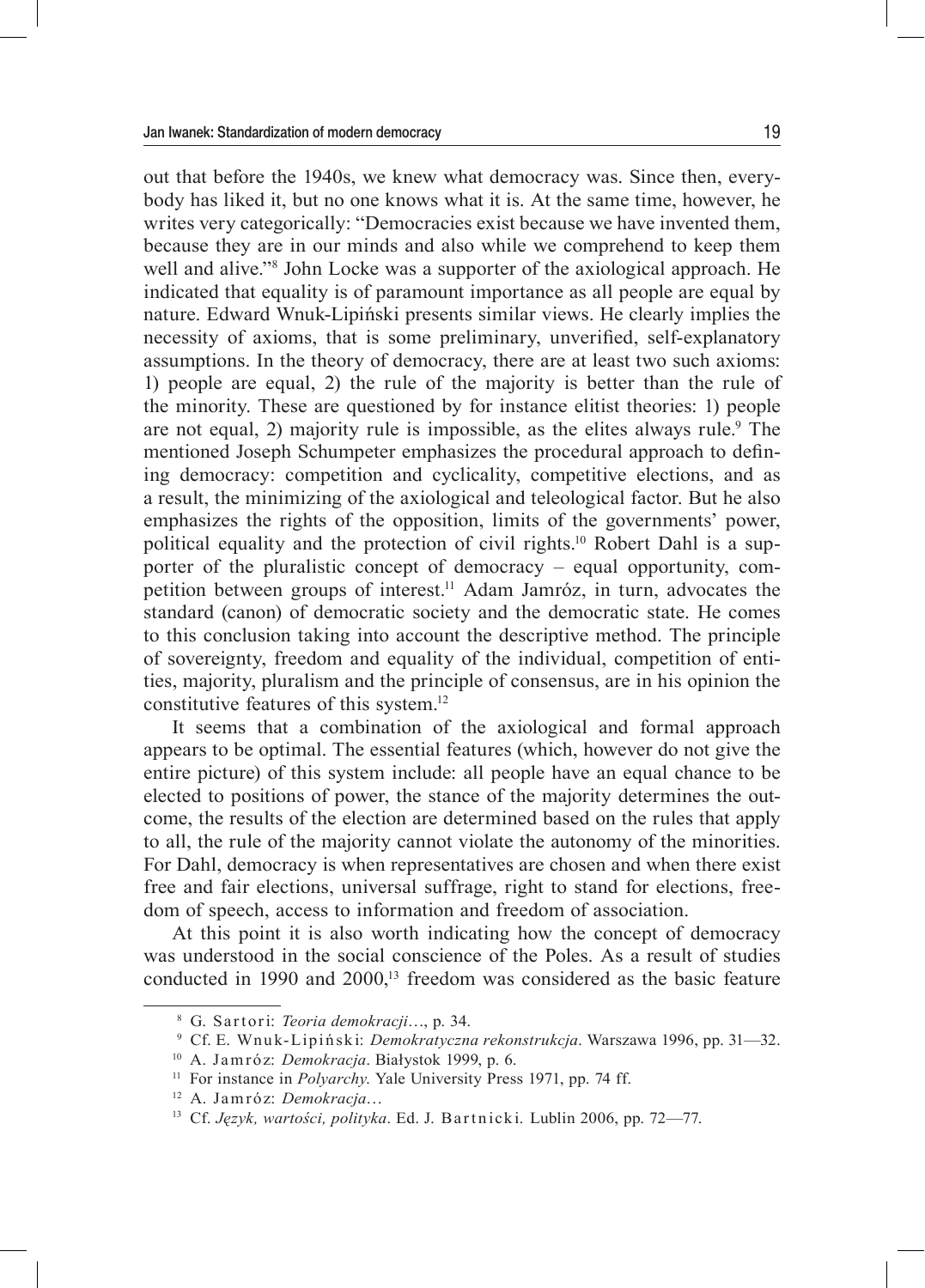out that before the 1940s, we knew what democracy was. Since then, everybody has liked it, but no one knows what it is. At the same time, however, he writes very categorically: "Democracies exist because we have invented them, because they are in our minds and also while we comprehend to keep them well and alive."[8] John Locke was a supporter of the axiological approach. He indicated that equality is of paramount importance as all people are equal by nature. Edward Wnuk-Lipiński presents similar views. He clearly implies the necessity of axioms, that is some preliminary, unverified, self-explanatory assumptions. In the theory of democracy, there are at least two such axioms: 1) people are equal, 2) the rule of the majority is better than the rule of the minority. These are questioned by for instance elitist theories: 1) people are not equal, 2) majority rule is impossible, as the elites always rule.[9] The mentioned Joseph Schumpeter emphasizes the procedural approach to defining democracy: competition and cyclicality, competitive elections, and as a result, the minimizing of the axiological and teleological factor. But he also emphasizes the rights of the opposition, limits of the governments' power, political equality and the protection of civil rights.[10] Robert Dahl is a supporter of the pluralistic concept of democracy – equal opportunity, competition between groups of interest.[11] Adam Jamróz, in turn, advocates the standard (canon) of democratic society and the democratic state. He comes to this conclusion taking into account the descriptive method. The principle of sovereignty, freedom and equality of the individual, competition of entities, majority, pluralism and the principle of consensus, are in his opinion the constitutive features of this system.[12]

It seems that a combination of the axiological and formal approach appears to be optimal. The essential features (which, however do not give the entire picture) of this system include: all people have an equal chance to be elected to positions of power, the stance of the majority determines the outcome, the results of the election are determined based on the rules that apply to all, the rule of the majority cannot violate the autonomy of the minorities. For Dahl, democracy is when representatives are chosen and when there exist free and fair elections, universal suffrage, right to stand for elections, freedom of speech, access to information and freedom of association.

At this point it is also worth indicating how the concept of democracy was understood in the social conscience of the Poles. As a result of studies conducted in 1990 and 2000,[13] freedom was considered as the basic feature

---

[8] G. Sartori: *Teoria demokracji*…, p. 34.

[9] Cf. E. Wnuk-Lipiński: *Demokratyczna rekonstrukcja*. Warszawa 1996, pp. 31—32.

[10] A. Jamróz: *Demokracja*. Białystok 1999, p. 6.

[11] For instance in *Polyarchy*. Yale University Press 1971, pp. 74 ff.

[12] A. Jamróz: *Demokracja*…

[13] Cf. *Język, wartości, polityka*. Ed. J. Bartnicki. Lublin 2006, pp. 72—77.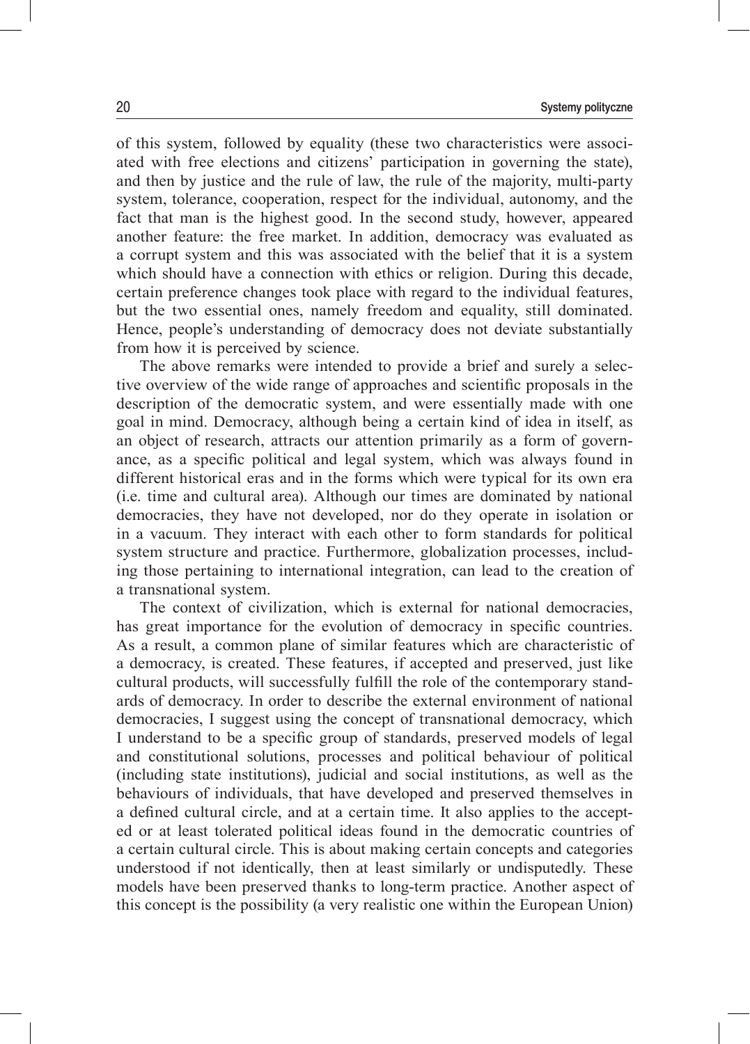of this system, followed by equality (these two characteristics were associated with free elections and citizens' participation in governing the state), and then by justice and the rule of law, the rule of the majority, multi-party system, tolerance, cooperation, respect for the individual, autonomy, and the fact that man is the highest good. In the second study, however, appeared another feature: the free market. In addition, democracy was evaluated as a corrupt system and this was associated with the belief that it is a system which should have a connection with ethics or religion. During this decade, certain preference changes took place with regard to the individual features, but the two essential ones, namely freedom and equality, still dominated. Hence, people's understanding of democracy does not deviate substantially from how it is perceived by science.

The above remarks were intended to provide a brief and surely a selective overview of the wide range of approaches and scientific proposals in the description of the democratic system, and were essentially made with one goal in mind. Democracy, although being a certain kind of idea in itself, as an object of research, attracts our attention primarily as a form of governance, as a specific political and legal system, which was always found in different historical eras and in the forms which were typical for its own era (i.e. time and cultural area). Although our times are dominated by national democracies, they have not developed, nor do they operate in isolation or in a vacuum. They interact with each other to form standards for political system structure and practice. Furthermore, globalization processes, including those pertaining to international integration, can lead to the creation of a transnational system.

The context of civilization, which is external for national democracies, has great importance for the evolution of democracy in specific countries. As a result, a common plane of similar features which are characteristic of a democracy, is created. These features, if accepted and preserved, just like cultural products, will successfully fulfill the role of the contemporary standards of democracy. In order to describe the external environment of national democracies, I suggest using the concept of transnational democracy, which I understand to be a specific group of standards, preserved models of legal and constitutional solutions, processes and political behaviour of political (including state institutions), judicial and social institutions, as well as the behaviours of individuals, that have developed and preserved themselves in a defined cultural circle, and at a certain time. It also applies to the accepted or at least tolerated political ideas found in the democratic countries of a certain cultural circle. This is about making certain concepts and categories understood if not identically, then at least similarly or undisputedly. These models have been preserved thanks to long-term practice. Another aspect of this concept is the possibility (a very realistic one within the European Union)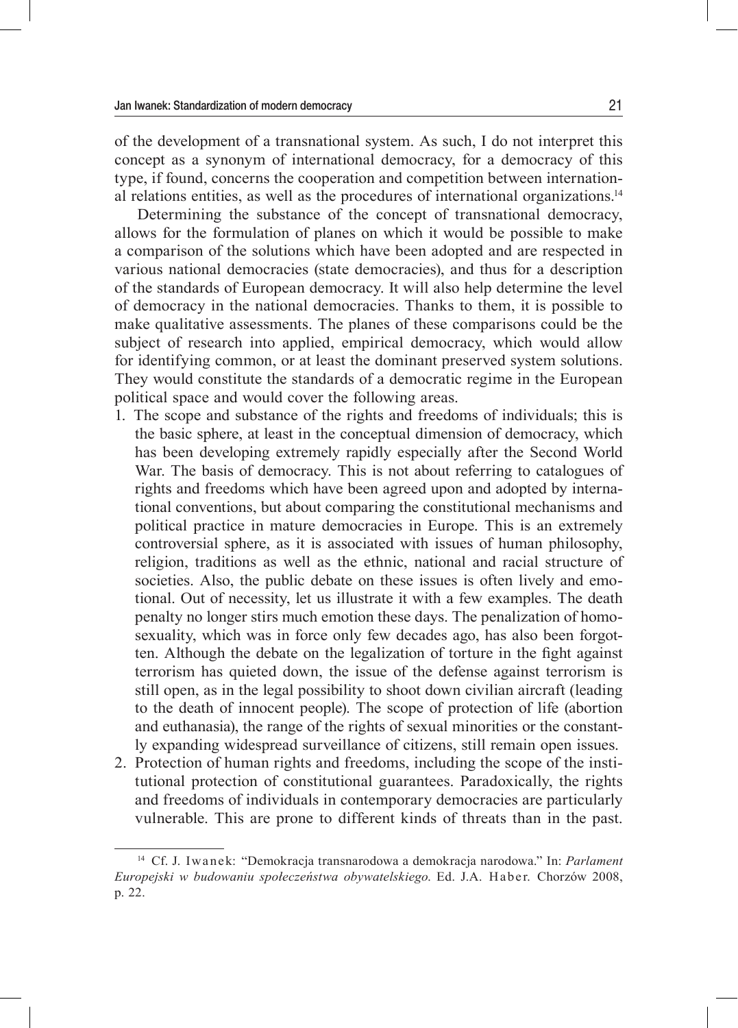of the development of a transnational system. As such, I do not interpret this concept as a synonym of international democracy, for a democracy of this type, if found, concerns the cooperation and competition between international relations entities, as well as the procedures of international organizations.[14]

Determining the substance of the concept of transnational democracy, allows for the formulation of planes on which it would be possible to make a comparison of the solutions which have been adopted and are respected in various national democracies (state democracies), and thus for a description of the standards of European democracy. It will also help determine the level of democracy in the national democracies. Thanks to them, it is possible to make qualitative assessments. The planes of these comparisons could be the subject of research into applied, empirical democracy, which would allow for identifying common, or at least the dominant preserved system solutions. They would constitute the standards of a democratic regime in the European political space and would cover the following areas.

1. The scope and substance of the rights and freedoms of individuals; this is the basic sphere, at least in the conceptual dimension of democracy, which has been developing extremely rapidly especially after the Second World War. The basis of democracy. This is not about referring to catalogues of rights and freedoms which have been agreed upon and adopted by international conventions, but about comparing the constitutional mechanisms and political practice in mature democracies in Europe. This is an extremely controversial sphere, as it is associated with issues of human philosophy, religion, traditions as well as the ethnic, national and racial structure of societies. Also, the public debate on these issues is often lively and emotional. Out of necessity, let us illustrate it with a few examples. The death penalty no longer stirs much emotion these days. The penalization of homosexuality, which was in force only few decades ago, has also been forgotten. Although the debate on the legalization of torture in the fight against terrorism has quieted down, the issue of the defense against terrorism is still open, as in the legal possibility to shoot down civilian aircraft (leading to the death of innocent people). The scope of protection of life (abortion and euthanasia), the range of the rights of sexual minorities or the constantly expanding widespread surveillance of citizens, still remain open issues.
2. Protection of human rights and freedoms, including the scope of the institutional protection of constitutional guarantees. Paradoxically, the rights and freedoms of individuals in contemporary democracies are particularly vulnerable. This are prone to different kinds of threats than in the past.

[14] Cf. J. Iwanek: "Demokracja transnarodowa a demokracja narodowa." In: *Parlament Europejski w budowaniu społeczeństwa obywatelskiego*. Ed. J.A. Haber. Chorzów 2008, p. 22.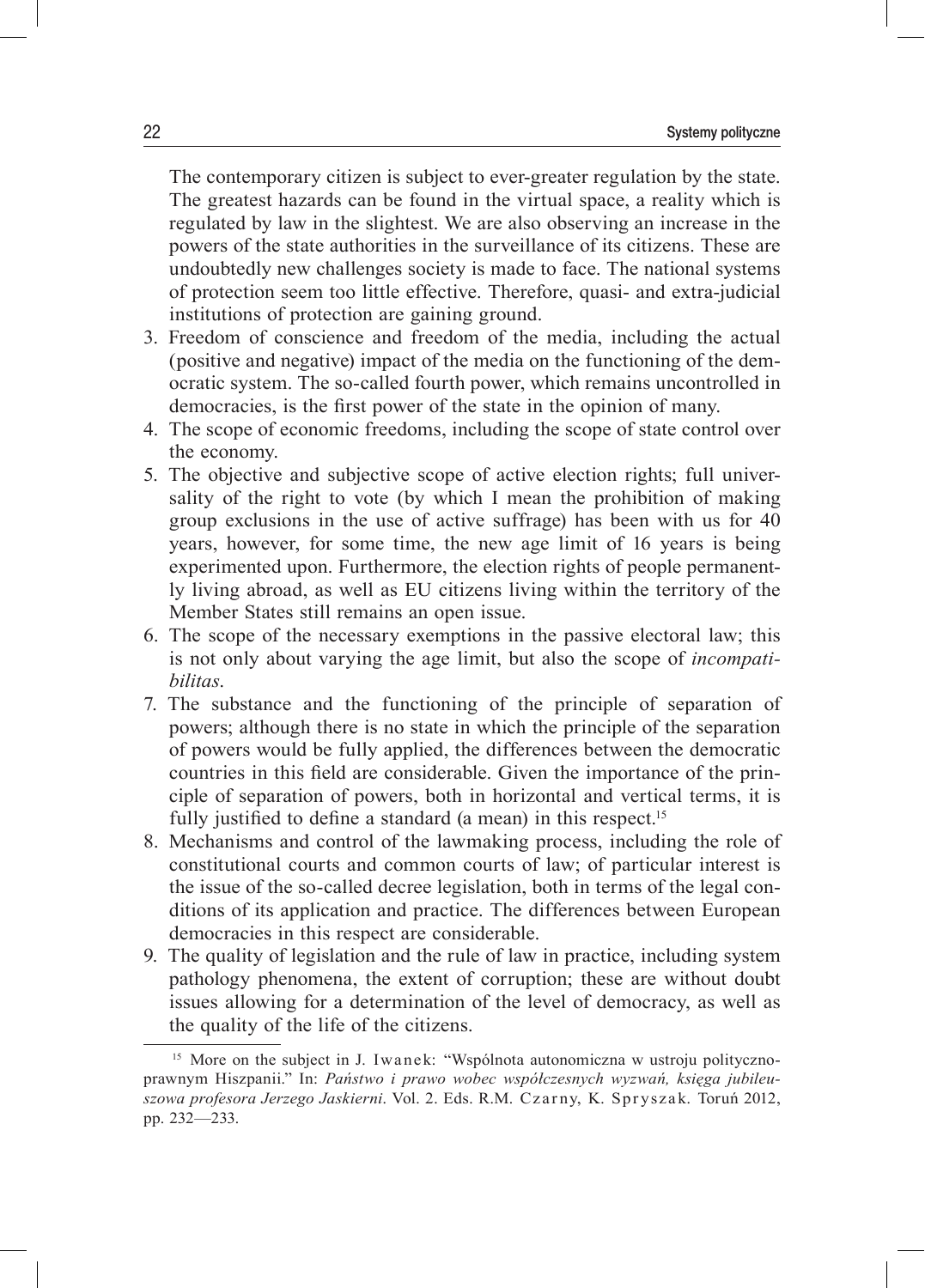The contemporary citizen is subject to ever-greater regulation by the state. The greatest hazards can be found in the virtual space, a reality which is regulated by law in the slightest. We are also observing an increase in the powers of the state authorities in the surveillance of its citizens. These are undoubtedly new challenges society is made to face. The national systems of protection seem too little effective. Therefore, quasi- and extra-judicial institutions of protection are gaining ground.

3. Freedom of conscience and freedom of the media, including the actual (positive and negative) impact of the media on the functioning of the democratic system. The so-called fourth power, which remains uncontrolled in democracies, is the first power of the state in the opinion of many.
4. The scope of economic freedoms, including the scope of state control over the economy.
5. The objective and subjective scope of active election rights; full universality of the right to vote (by which I mean the prohibition of making group exclusions in the use of active suffrage) has been with us for 40 years, however, for some time, the new age limit of 16 years is being experimented upon. Furthermore, the election rights of people permanently living abroad, as well as EU citizens living within the territory of the Member States still remains an open issue.
6. The scope of the necessary exemptions in the passive electoral law; this is not only about varying the age limit, but also the scope of *incompatibilitas*.
7. The substance and the functioning of the principle of separation of powers; although there is no state in which the principle of the separation of powers would be fully applied, the differences between the democratic countries in this field are considerable. Given the importance of the principle of separation of powers, both in horizontal and vertical terms, it is fully justified to define a standard (a mean) in this respect.[15]
8. Mechanisms and control of the lawmaking process, including the role of constitutional courts and common courts of law; of particular interest is the issue of the so-called decree legislation, both in terms of the legal conditions of its application and practice. The differences between European democracies in this respect are considerable.
9. The quality of legislation and the rule of law in practice, including system pathology phenomena, the extent of corruption; these are without doubt issues allowing for a determination of the level of democracy, as well as the quality of the life of the citizens.

[15] More on the subject in J. Iwanek: "Wspólnota autonomiczna w ustroju polityczno-prawnym Hiszpanii." In: *Państwo i prawo wobec współczesnych wyzwań, księga jubileuszowa profesora Jerzego Jaskierni*. Vol. 2. Eds. R.M. Czarny, K. Spryszak. Toruń 2012, pp. 232—233.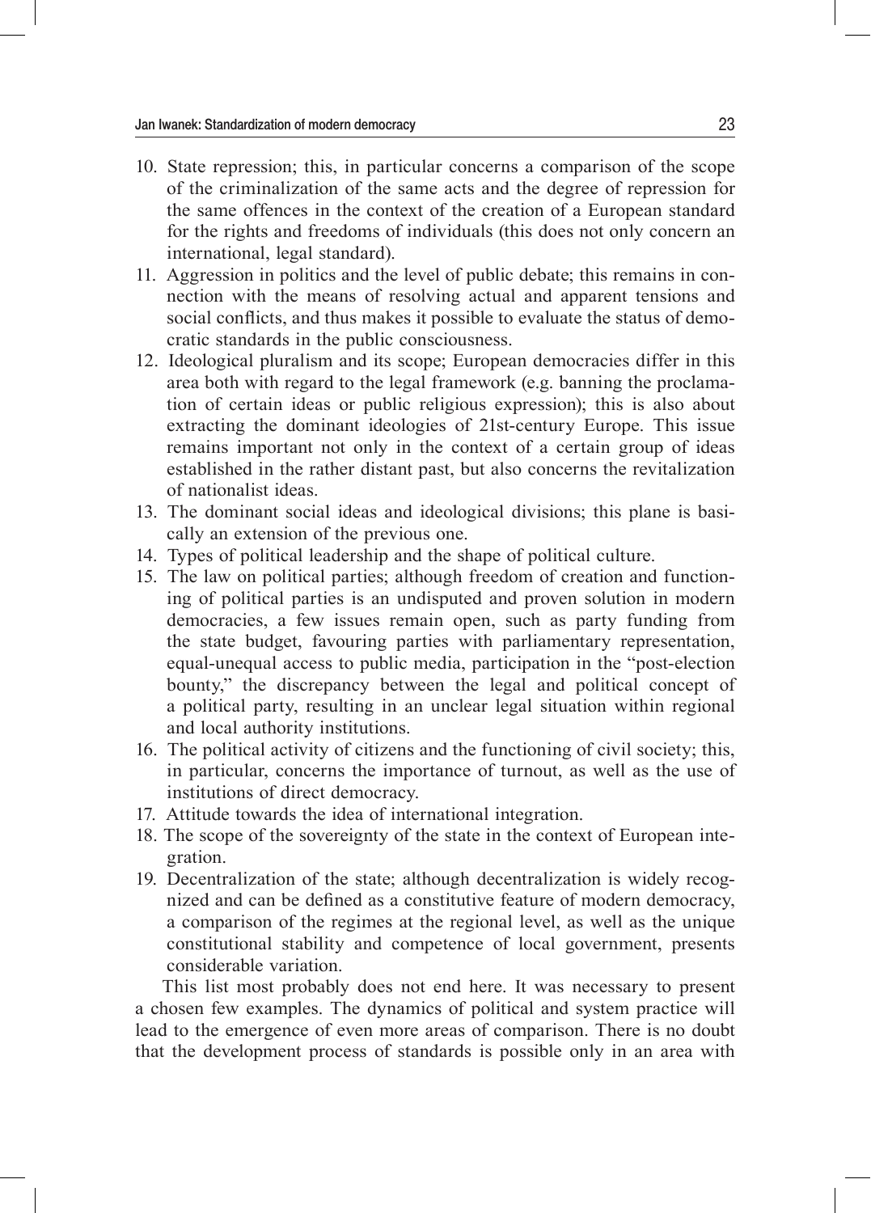10. State repression; this, in particular concerns a comparison of the scope of the criminalization of the same acts and the degree of repression for the same offences in the context of the creation of a European standard for the rights and freedoms of individuals (this does not only concern an international, legal standard).
11. Aggression in politics and the level of public debate; this remains in connection with the means of resolving actual and apparent tensions and social conflicts, and thus makes it possible to evaluate the status of democratic standards in the public consciousness.
12. Ideological pluralism and its scope; European democracies differ in this area both with regard to the legal framework (e.g. banning the proclamation of certain ideas or public religious expression); this is also about extracting the dominant ideologies of 21st-century Europe. This issue remains important not only in the context of a certain group of ideas established in the rather distant past, but also concerns the revitalization of nationalist ideas.
13. The dominant social ideas and ideological divisions; this plane is basically an extension of the previous one.
14. Types of political leadership and the shape of political culture.
15. The law on political parties; although freedom of creation and functioning of political parties is an undisputed and proven solution in modern democracies, a few issues remain open, such as party funding from the state budget, favouring parties with parliamentary representation, equal-unequal access to public media, participation in the "post-election bounty," the discrepancy between the legal and political concept of a political party, resulting in an unclear legal situation within regional and local authority institutions.
16. The political activity of citizens and the functioning of civil society; this, in particular, concerns the importance of turnout, as well as the use of institutions of direct democracy.
17. Attitude towards the idea of international integration.
18. The scope of the sovereignty of the state in the context of European integration.
19. Decentralization of the state; although decentralization is widely recognized and can be defined as a constitutive feature of modern democracy, a comparison of the regimes at the regional level, as well as the unique constitutional stability and competence of local government, presents considerable variation.

This list most probably does not end here. It was necessary to present a chosen few examples. The dynamics of political and system practice will lead to the emergence of even more areas of comparison. There is no doubt that the development process of standards is possible only in an area with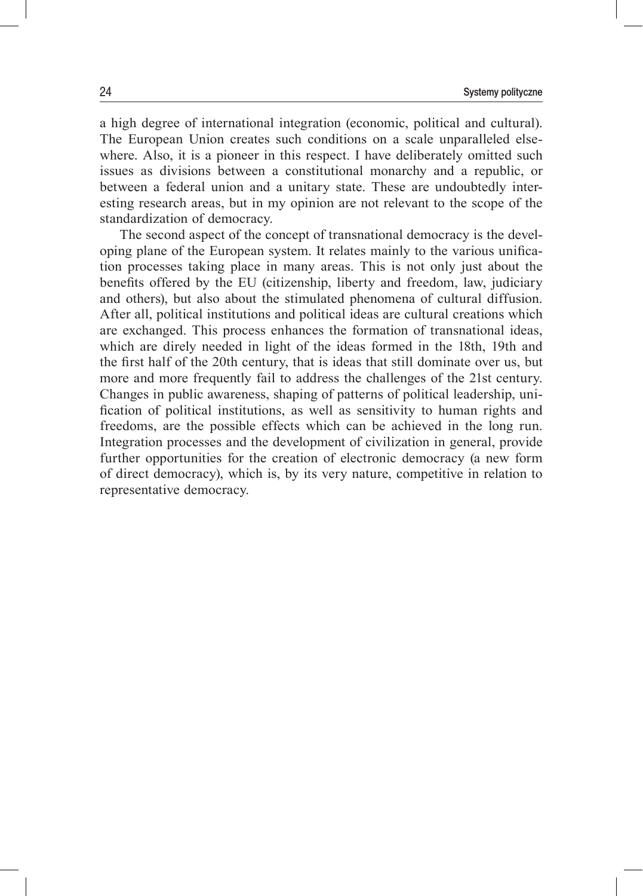a high degree of international integration (economic, political and cultural). The European Union creates such conditions on a scale unparalleled elsewhere. Also, it is a pioneer in this respect. I have deliberately omitted such issues as divisions between a constitutional monarchy and a republic, or between a federal union and a unitary state. These are undoubtedly interesting research areas, but in my opinion are not relevant to the scope of the standardization of democracy.

The second aspect of the concept of transnational democracy is the developing plane of the European system. It relates mainly to the various unification processes taking place in many areas. This is not only just about the benefits offered by the EU (citizenship, liberty and freedom, law, judiciary and others), but also about the stimulated phenomena of cultural diffusion. After all, political institutions and political ideas are cultural creations which are exchanged. This process enhances the formation of transnational ideas, which are direly needed in light of the ideas formed in the 18th, 19th and the first half of the 20th century, that is ideas that still dominate over us, but more and more frequently fail to address the challenges of the 21st century. Changes in public awareness, shaping of patterns of political leadership, unification of political institutions, as well as sensitivity to human rights and freedoms, are the possible effects which can be achieved in the long run. Integration processes and the development of civilization in general, provide further opportunities for the creation of electronic democracy (a new form of direct democracy), which is, by its very nature, competitive in relation to representative democracy.